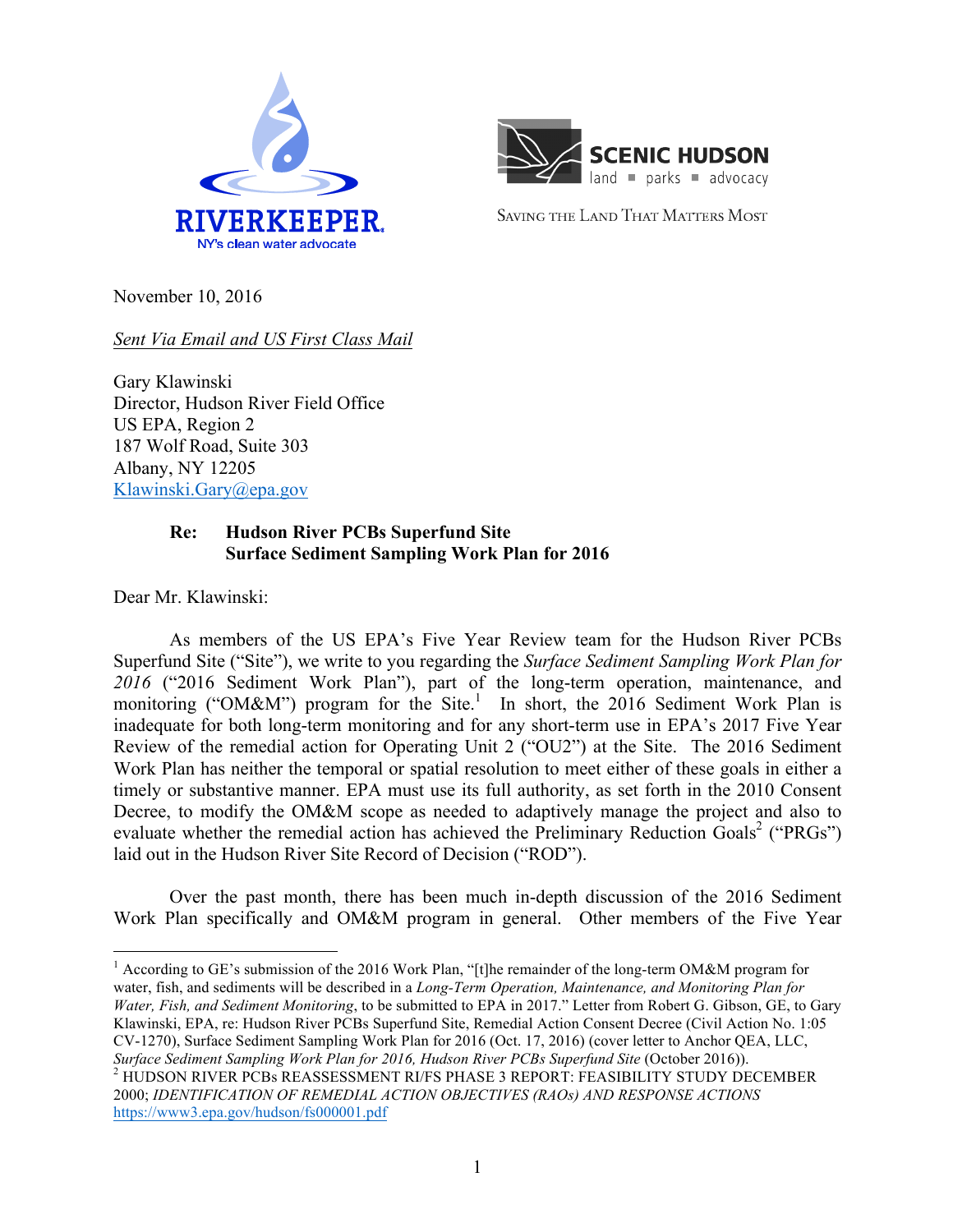RIVERKEEPER
NY's clean water advocate

SCENIC HUDSON
land ■ parks ■ advocacy

SAVING THE LAND THAT MATTERS MOST

November 10, 2016

*Sent Via Email and US First Class Mail*

Gary Klawinski
Director, Hudson River Field Office
US EPA, Region 2
187 Wolf Road, Suite 303
Albany, NY 12205
Klawinski.Gary@epa.gov

**Re: Hudson River PCBs Superfund Site**
**Surface Sediment Sampling Work Plan for 2016**

Dear Mr. Klawinski:

As members of the US EPA's Five Year Review team for the Hudson River PCBs Superfund Site ("Site"), we write to you regarding the *Surface Sediment Sampling Work Plan for 2016* ("2016 Sediment Work Plan"), part of the long-term operation, maintenance, and monitoring ("OM&M") program for the Site.[1] In short, the 2016 Sediment Work Plan is inadequate for both long-term monitoring and for any short-term use in EPA's 2017 Five Year Review of the remedial action for Operating Unit 2 ("OU2") at the Site. The 2016 Sediment Work Plan has neither the temporal or spatial resolution to meet either of these goals in either a timely or substantive manner. EPA must use its full authority, as set forth in the 2010 Consent Decree, to modify the OM&M scope as needed to adaptively manage the project and also to evaluate whether the remedial action has achieved the Preliminary Reduction Goals[2] ("PRGs") laid out in the Hudson River Site Record of Decision ("ROD").

Over the past month, there has been much in-depth discussion of the 2016 Sediment Work Plan specifically and OM&M program in general. Other members of the Five Year

---

[1] According to GE's submission of the 2016 Work Plan, "[t]he remainder of the long-term OM&M program for water, fish, and sediments will be described in a *Long-Term Operation, Maintenance, and Monitoring Plan for Water, Fish, and Sediment Monitoring*, to be submitted to EPA in 2017." Letter from Robert G. Gibson, GE, to Gary Klawinski, EPA, re: Hudson River PCBs Superfund Site, Remedial Action Consent Decree (Civil Action No. 1:05 CV-1270), Surface Sediment Sampling Work Plan for 2016 (Oct. 17, 2016) (cover letter to Anchor QEA, LLC, *Surface Sediment Sampling Work Plan for 2016, Hudson River PCBs Superfund Site* (October 2016)).

[2] HUDSON RIVER PCBs REASSESSMENT RI/FS PHASE 3 REPORT: FEASIBILITY STUDY DECEMBER 2000; *IDENTIFICATION OF REMEDIAL ACTION OBJECTIVES (RAOs) AND RESPONSE ACTIONS* https://www3.epa.gov/hudson/fs000001.pdf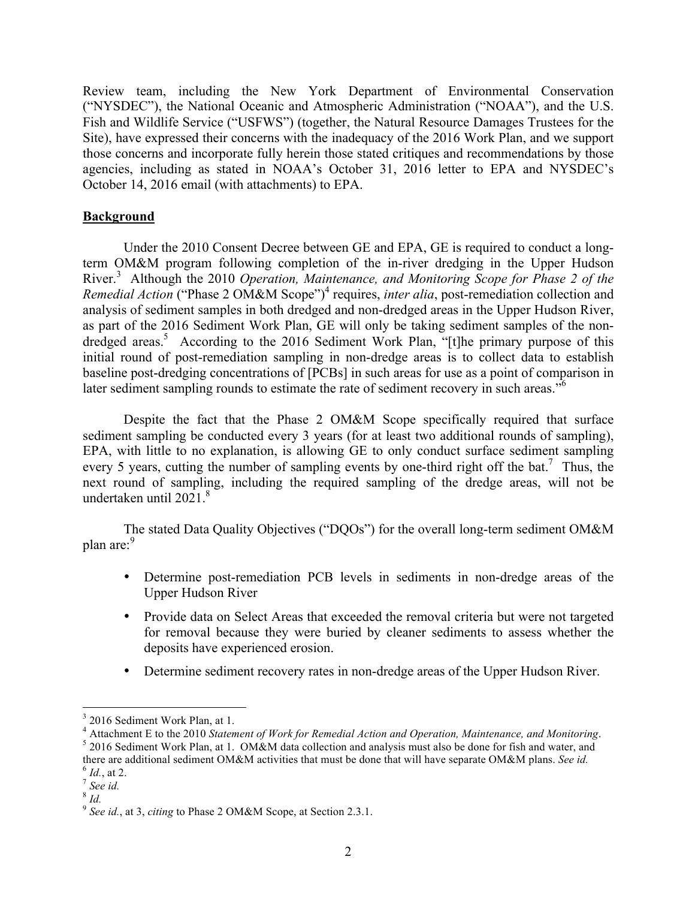Review team, including the New York Department of Environmental Conservation ("NYSDEC"), the National Oceanic and Atmospheric Administration ("NOAA"), and the U.S. Fish and Wildlife Service ("USFWS") (together, the Natural Resource Damages Trustees for the Site), have expressed their concerns with the inadequacy of the 2016 Work Plan, and we support those concerns and incorporate fully herein those stated critiques and recommendations by those agencies, including as stated in NOAA's October 31, 2016 letter to EPA and NYSDEC's October 14, 2016 email (with attachments) to EPA.

**Background**

Under the 2010 Consent Decree between GE and EPA, GE is required to conduct a long-term OM&M program following completion of the in-river dredging in the Upper Hudson River.[3] Although the 2010 *Operation, Maintenance, and Monitoring Scope for Phase 2 of the Remedial Action* ("Phase 2 OM&M Scope")[4] requires, *inter alia*, post-remediation collection and analysis of sediment samples in both dredged and non-dredged areas in the Upper Hudson River, as part of the 2016 Sediment Work Plan, GE will only be taking sediment samples of the non-dredged areas.[5] According to the 2016 Sediment Work Plan, "[t]he primary purpose of this initial round of post-remediation sampling in non-dredge areas is to collect data to establish baseline post-dredging concentrations of [PCBs] in such areas for use as a point of comparison in later sediment sampling rounds to estimate the rate of sediment recovery in such areas."[6]

Despite the fact that the Phase 2 OM&M Scope specifically required that surface sediment sampling be conducted every 3 years (for at least two additional rounds of sampling), EPA, with little to no explanation, is allowing GE to only conduct surface sediment sampling every 5 years, cutting the number of sampling events by one-third right off the bat.[7] Thus, the next round of sampling, including the required sampling of the dredge areas, will not be undertaken until 2021.[8]

The stated Data Quality Objectives ("DQOs") for the overall long-term sediment OM&M plan are:[9]

- Determine post-remediation PCB levels in sediments in non-dredge areas of the Upper Hudson River
- Provide data on Select Areas that exceeded the removal criteria but were not targeted for removal because they were buried by cleaner sediments to assess whether the deposits have experienced erosion.
- Determine sediment recovery rates in non-dredge areas of the Upper Hudson River.

---

[3] 2016 Sediment Work Plan, at 1.

[4] Attachment E to the 2010 *Statement of Work for Remedial Action and Operation, Maintenance, and Monitoring*.

[5] 2016 Sediment Work Plan, at 1. OM&M data collection and analysis must also be done for fish and water, and there are additional sediment OM&M activities that must be done that will have separate OM&M plans. *See id.*

[6] *Id.*, at 2.

[7] *See id.*

[8] *Id.*

[9] *See id.*, at 3, *citing* to Phase 2 OM&M Scope, at Section 2.3.1.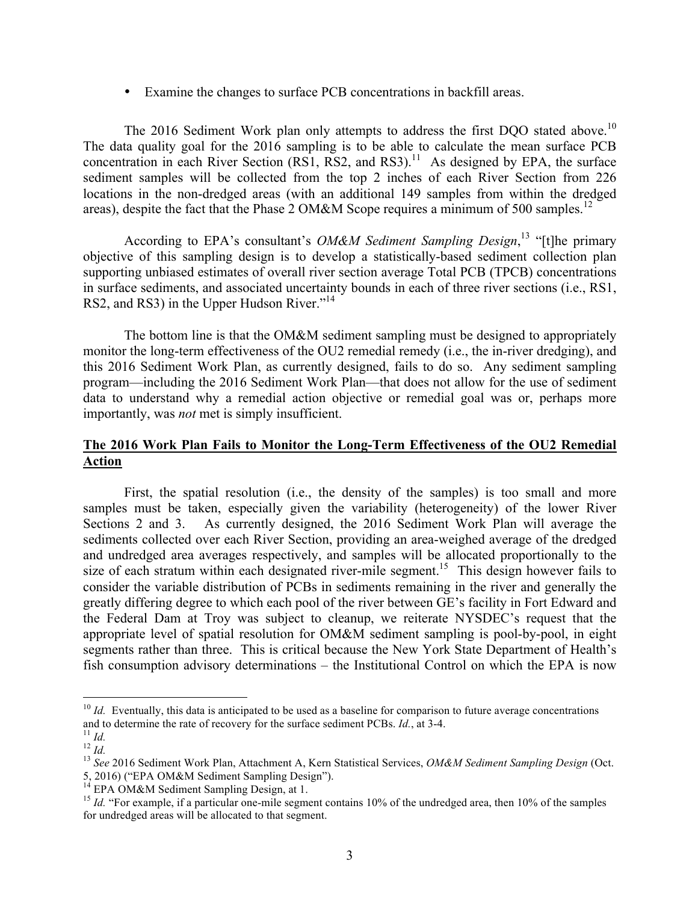- Examine the changes to surface PCB concentrations in backfill areas.

The 2016 Sediment Work plan only attempts to address the first DQO stated above.[10] The data quality goal for the 2016 sampling is to be able to calculate the mean surface PCB concentration in each River Section (RS1, RS2, and RS3).[11] As designed by EPA, the surface sediment samples will be collected from the top 2 inches of each River Section from 226 locations in the non-dredged areas (with an additional 149 samples from within the dredged areas), despite the fact that the Phase 2 OM&M Scope requires a minimum of 500 samples.[12]

According to EPA's consultant's *OM&M Sediment Sampling Design*,[13] "[t]he primary objective of this sampling design is to develop a statistically-based sediment collection plan supporting unbiased estimates of overall river section average Total PCB (TPCB) concentrations in surface sediments, and associated uncertainty bounds in each of three river sections (i.e., RS1, RS2, and RS3) in the Upper Hudson River."[14]

The bottom line is that the OM&M sediment sampling must be designed to appropriately monitor the long-term effectiveness of the OU2 remedial remedy (i.e., the in-river dredging), and this 2016 Sediment Work Plan, as currently designed, fails to do so. Any sediment sampling program—including the 2016 Sediment Work Plan—that does not allow for the use of sediment data to understand why a remedial action objective or remedial goal was or, perhaps more importantly, was *not* met is simply insufficient.

**<u>The 2016 Work Plan Fails to Monitor the Long-Term Effectiveness of the OU2 Remedial Action</u>**

First, the spatial resolution (i.e., the density of the samples) is too small and more samples must be taken, especially given the variability (heterogeneity) of the lower River Sections 2 and 3. As currently designed, the 2016 Sediment Work Plan will average the sediments collected over each River Section, providing an area-weighed average of the dredged and undredged area averages respectively, and samples will be allocated proportionally to the size of each stratum within each designated river-mile segment.[15] This design however fails to consider the variable distribution of PCBs in sediments remaining in the river and generally the greatly differing degree to which each pool of the river between GE's facility in Fort Edward and the Federal Dam at Troy was subject to cleanup, we reiterate NYSDEC's request that the appropriate level of spatial resolution for OM&M sediment sampling is pool-by-pool, in eight segments rather than three. This is critical because the New York State Department of Health's fish consumption advisory determinations – the Institutional Control on which the EPA is now

---

[10] *Id.* Eventually, this data is anticipated to be used as a baseline for comparison to future average concentrations and to determine the rate of recovery for the surface sediment PCBs. *Id.*, at 3-4.

[11] *Id.*

[12] *Id.*

[13] *See* 2016 Sediment Work Plan, Attachment A, Kern Statistical Services, *OM&M Sediment Sampling Design* (Oct. 5, 2016) ("EPA OM&M Sediment Sampling Design").

[14] EPA OM&M Sediment Sampling Design, at 1.

[15] *Id.* "For example, if a particular one-mile segment contains 10% of the undredged area, then 10% of the samples for undredged areas will be allocated to that segment.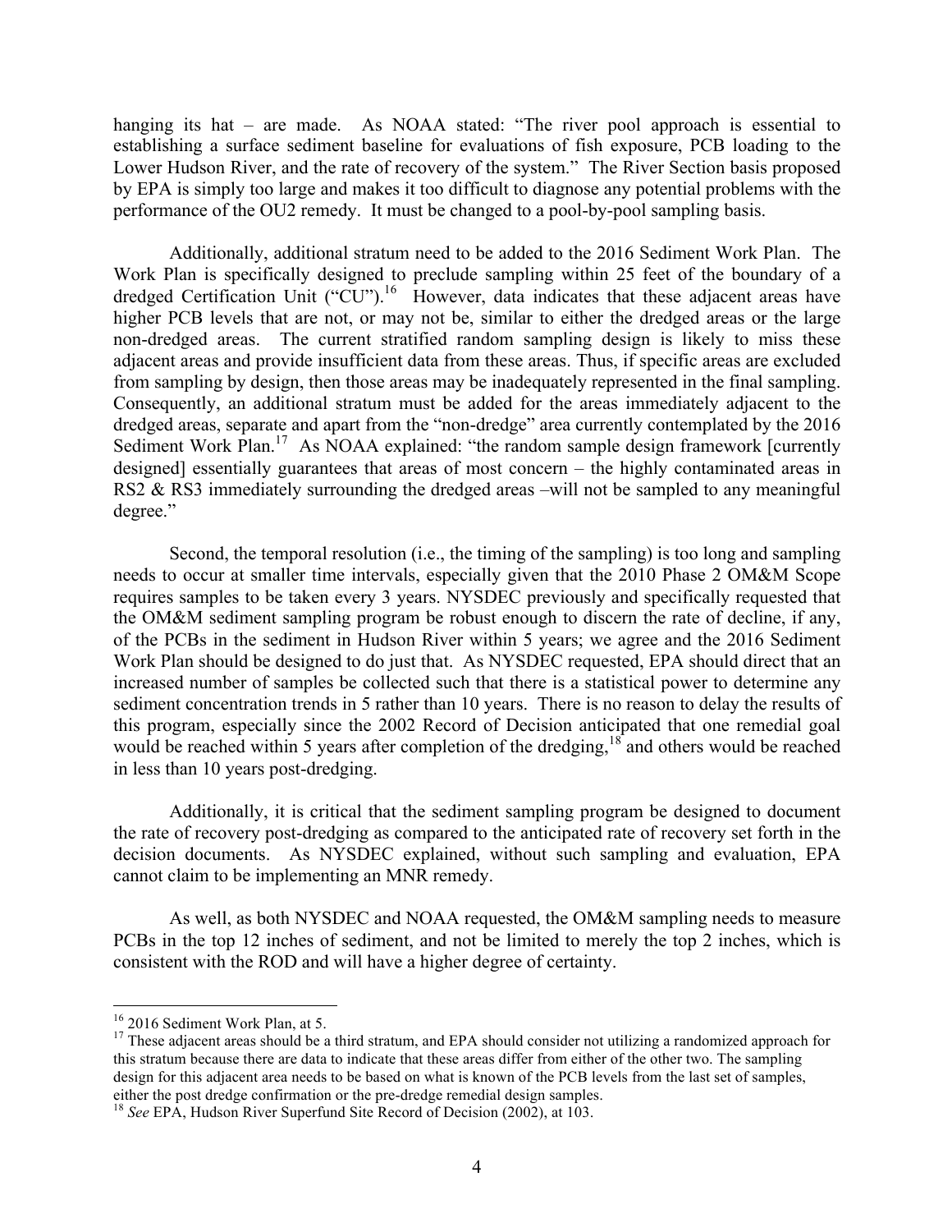hanging its hat – are made. As NOAA stated: "The river pool approach is essential to establishing a surface sediment baseline for evaluations of fish exposure, PCB loading to the Lower Hudson River, and the rate of recovery of the system." The River Section basis proposed by EPA is simply too large and makes it too difficult to diagnose any potential problems with the performance of the OU2 remedy. It must be changed to a pool-by-pool sampling basis.

Additionally, additional stratum need to be added to the 2016 Sediment Work Plan. The Work Plan is specifically designed to preclude sampling within 25 feet of the boundary of a dredged Certification Unit ("CU").[16] However, data indicates that these adjacent areas have higher PCB levels that are not, or may not be, similar to either the dredged areas or the large non-dredged areas. The current stratified random sampling design is likely to miss these adjacent areas and provide insufficient data from these areas. Thus, if specific areas are excluded from sampling by design, then those areas may be inadequately represented in the final sampling. Consequently, an additional stratum must be added for the areas immediately adjacent to the dredged areas, separate and apart from the "non-dredge" area currently contemplated by the 2016 Sediment Work Plan.[17] As NOAA explained: "the random sample design framework [currently designed] essentially guarantees that areas of most concern – the highly contaminated areas in RS2 & RS3 immediately surrounding the dredged areas –will not be sampled to any meaningful degree."

Second, the temporal resolution (i.e., the timing of the sampling) is too long and sampling needs to occur at smaller time intervals, especially given that the 2010 Phase 2 OM&M Scope requires samples to be taken every 3 years. NYSDEC previously and specifically requested that the OM&M sediment sampling program be robust enough to discern the rate of decline, if any, of the PCBs in the sediment in Hudson River within 5 years; we agree and the 2016 Sediment Work Plan should be designed to do just that. As NYSDEC requested, EPA should direct that an increased number of samples be collected such that there is a statistical power to determine any sediment concentration trends in 5 rather than 10 years. There is no reason to delay the results of this program, especially since the 2002 Record of Decision anticipated that one remedial goal would be reached within 5 years after completion of the dredging,[18] and others would be reached in less than 10 years post-dredging.

Additionally, it is critical that the sediment sampling program be designed to document the rate of recovery post-dredging as compared to the anticipated rate of recovery set forth in the decision documents. As NYSDEC explained, without such sampling and evaluation, EPA cannot claim to be implementing an MNR remedy.

As well, as both NYSDEC and NOAA requested, the OM&M sampling needs to measure PCBs in the top 12 inches of sediment, and not be limited to merely the top 2 inches, which is consistent with the ROD and will have a higher degree of certainty.

---

[16] 2016 Sediment Work Plan, at 5.

[17] These adjacent areas should be a third stratum, and EPA should consider not utilizing a randomized approach for this stratum because there are data to indicate that these areas differ from either of the other two. The sampling design for this adjacent area needs to be based on what is known of the PCB levels from the last set of samples, either the post dredge confirmation or the pre-dredge remedial design samples.

[18] *See* EPA, Hudson River Superfund Site Record of Decision (2002), at 103.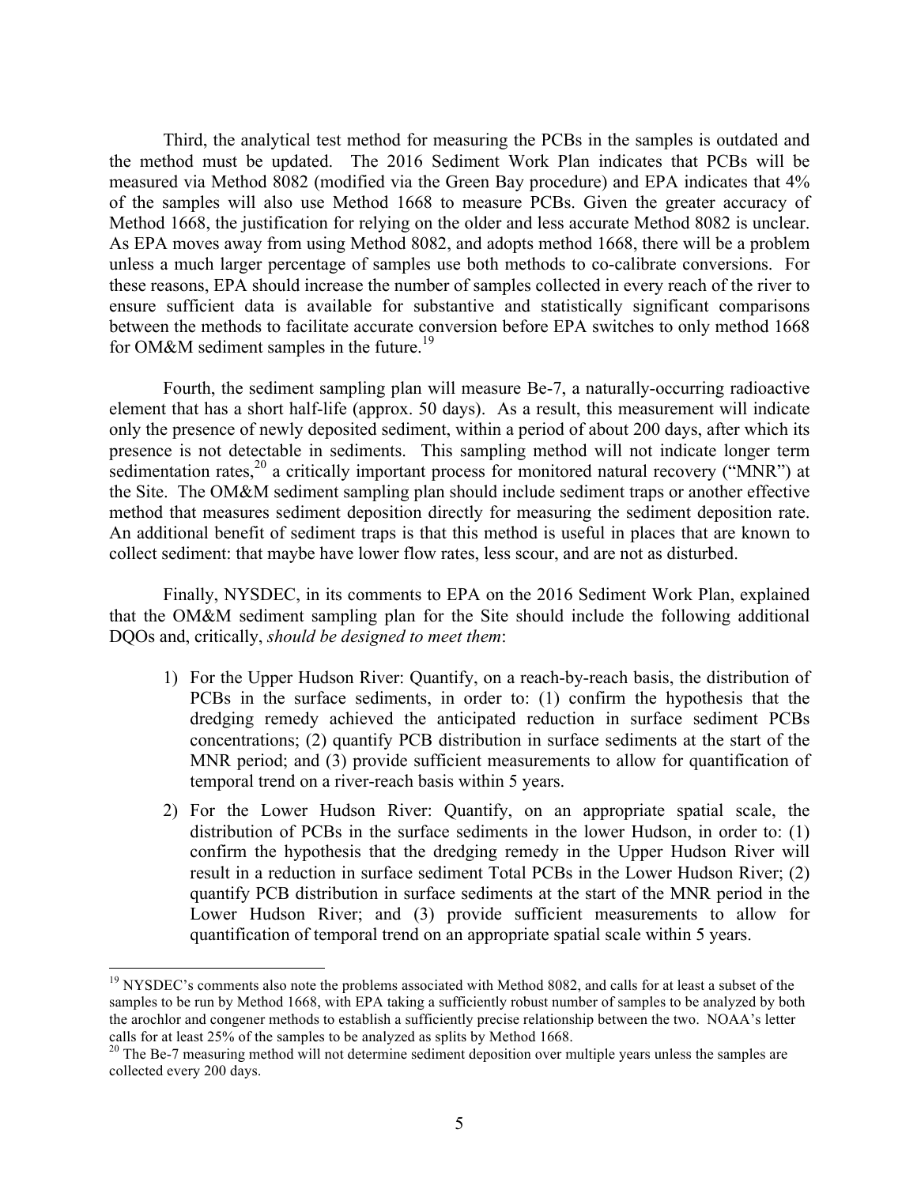Third, the analytical test method for measuring the PCBs in the samples is outdated and the method must be updated. The 2016 Sediment Work Plan indicates that PCBs will be measured via Method 8082 (modified via the Green Bay procedure) and EPA indicates that 4% of the samples will also use Method 1668 to measure PCBs. Given the greater accuracy of Method 1668, the justification for relying on the older and less accurate Method 8082 is unclear. As EPA moves away from using Method 8082, and adopts method 1668, there will be a problem unless a much larger percentage of samples use both methods to co-calibrate conversions. For these reasons, EPA should increase the number of samples collected in every reach of the river to ensure sufficient data is available for substantive and statistically significant comparisons between the methods to facilitate accurate conversion before EPA switches to only method 1668 for OM&M sediment samples in the future.[19]

Fourth, the sediment sampling plan will measure Be-7, a naturally-occurring radioactive element that has a short half-life (approx. 50 days). As a result, this measurement will indicate only the presence of newly deposited sediment, within a period of about 200 days, after which its presence is not detectable in sediments. This sampling method will not indicate longer term sedimentation rates,[20] a critically important process for monitored natural recovery ("MNR") at the Site. The OM&M sediment sampling plan should include sediment traps or another effective method that measures sediment deposition directly for measuring the sediment deposition rate. An additional benefit of sediment traps is that this method is useful in places that are known to collect sediment: that maybe have lower flow rates, less scour, and are not as disturbed.

Finally, NYSDEC, in its comments to EPA on the 2016 Sediment Work Plan, explained that the OM&M sediment sampling plan for the Site should include the following additional DQOs and, critically, *should be designed to meet them*:

1) For the Upper Hudson River: Quantify, on a reach-by-reach basis, the distribution of PCBs in the surface sediments, in order to: (1) confirm the hypothesis that the dredging remedy achieved the anticipated reduction in surface sediment PCBs concentrations; (2) quantify PCB distribution in surface sediments at the start of the MNR period; and (3) provide sufficient measurements to allow for quantification of temporal trend on a river-reach basis within 5 years.
2) For the Lower Hudson River: Quantify, on an appropriate spatial scale, the distribution of PCBs in the surface sediments in the lower Hudson, in order to: (1) confirm the hypothesis that the dredging remedy in the Upper Hudson River will result in a reduction in surface sediment Total PCBs in the Lower Hudson River; (2) quantify PCB distribution in surface sediments at the start of the MNR period in the Lower Hudson River; and (3) provide sufficient measurements to allow for quantification of temporal trend on an appropriate spatial scale within 5 years.

---

[19] NYSDEC's comments also note the problems associated with Method 8082, and calls for at least a subset of the samples to be run by Method 1668, with EPA taking a sufficiently robust number of samples to be analyzed by both the arochlor and congener methods to establish a sufficiently precise relationship between the two. NOAA's letter calls for at least 25% of the samples to be analyzed as splits by Method 1668.

[20] The Be-7 measuring method will not determine sediment deposition over multiple years unless the samples are collected every 200 days.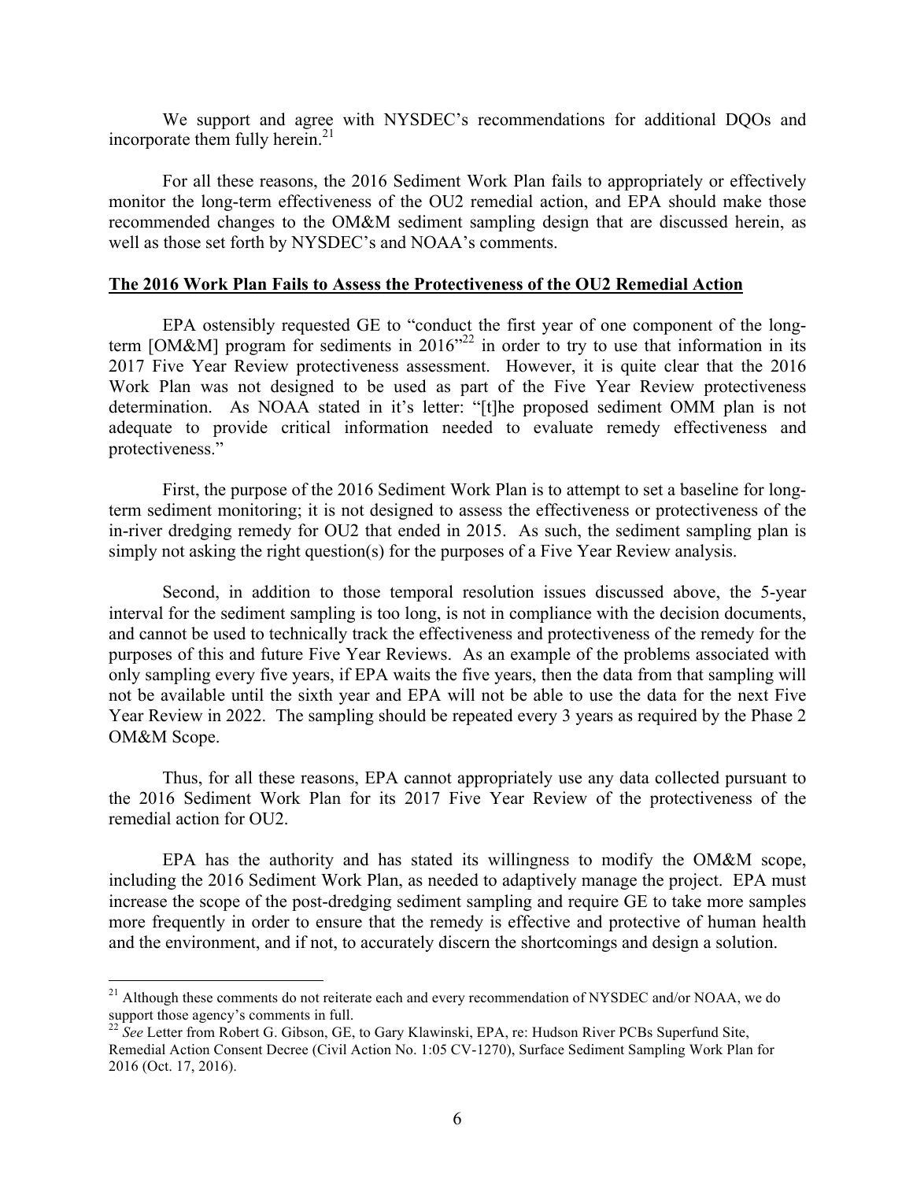We support and agree with NYSDEC's recommendations for additional DQOs and incorporate them fully herein.[21]

For all these reasons, the 2016 Sediment Work Plan fails to appropriately or effectively monitor the long-term effectiveness of the OU2 remedial action, and EPA should make those recommended changes to the OM&M sediment sampling design that are discussed herein, as well as those set forth by NYSDEC's and NOAA's comments.

**The 2016 Work Plan Fails to Assess the Protectiveness of the OU2 Remedial Action**

EPA ostensibly requested GE to "conduct the first year of one component of the long-term [OM&M] program for sediments in 2016"[22] in order to try to use that information in its 2017 Five Year Review protectiveness assessment. However, it is quite clear that the 2016 Work Plan was not designed to be used as part of the Five Year Review protectiveness determination. As NOAA stated in it's letter: "[t]he proposed sediment OMM plan is not adequate to provide critical information needed to evaluate remedy effectiveness and protectiveness."

First, the purpose of the 2016 Sediment Work Plan is to attempt to set a baseline for long-term sediment monitoring; it is not designed to assess the effectiveness or protectiveness of the in-river dredging remedy for OU2 that ended in 2015. As such, the sediment sampling plan is simply not asking the right question(s) for the purposes of a Five Year Review analysis.

Second, in addition to those temporal resolution issues discussed above, the 5-year interval for the sediment sampling is too long, is not in compliance with the decision documents, and cannot be used to technically track the effectiveness and protectiveness of the remedy for the purposes of this and future Five Year Reviews. As an example of the problems associated with only sampling every five years, if EPA waits the five years, then the data from that sampling will not be available until the sixth year and EPA will not be able to use the data for the next Five Year Review in 2022. The sampling should be repeated every 3 years as required by the Phase 2 OM&M Scope.

Thus, for all these reasons, EPA cannot appropriately use any data collected pursuant to the 2016 Sediment Work Plan for its 2017 Five Year Review of the protectiveness of the remedial action for OU2.

EPA has the authority and has stated its willingness to modify the OM&M scope, including the 2016 Sediment Work Plan, as needed to adaptively manage the project. EPA must increase the scope of the post-dredging sediment sampling and require GE to take more samples more frequently in order to ensure that the remedy is effective and protective of human health and the environment, and if not, to accurately discern the shortcomings and design a solution.

---

[21] Although these comments do not reiterate each and every recommendation of NYSDEC and/or NOAA, we do support those agency's comments in full.

[22] *See* Letter from Robert G. Gibson, GE, to Gary Klawinski, EPA, re: Hudson River PCBs Superfund Site, Remedial Action Consent Decree (Civil Action No. 1:05 CV-1270), Surface Sediment Sampling Work Plan for 2016 (Oct. 17, 2016).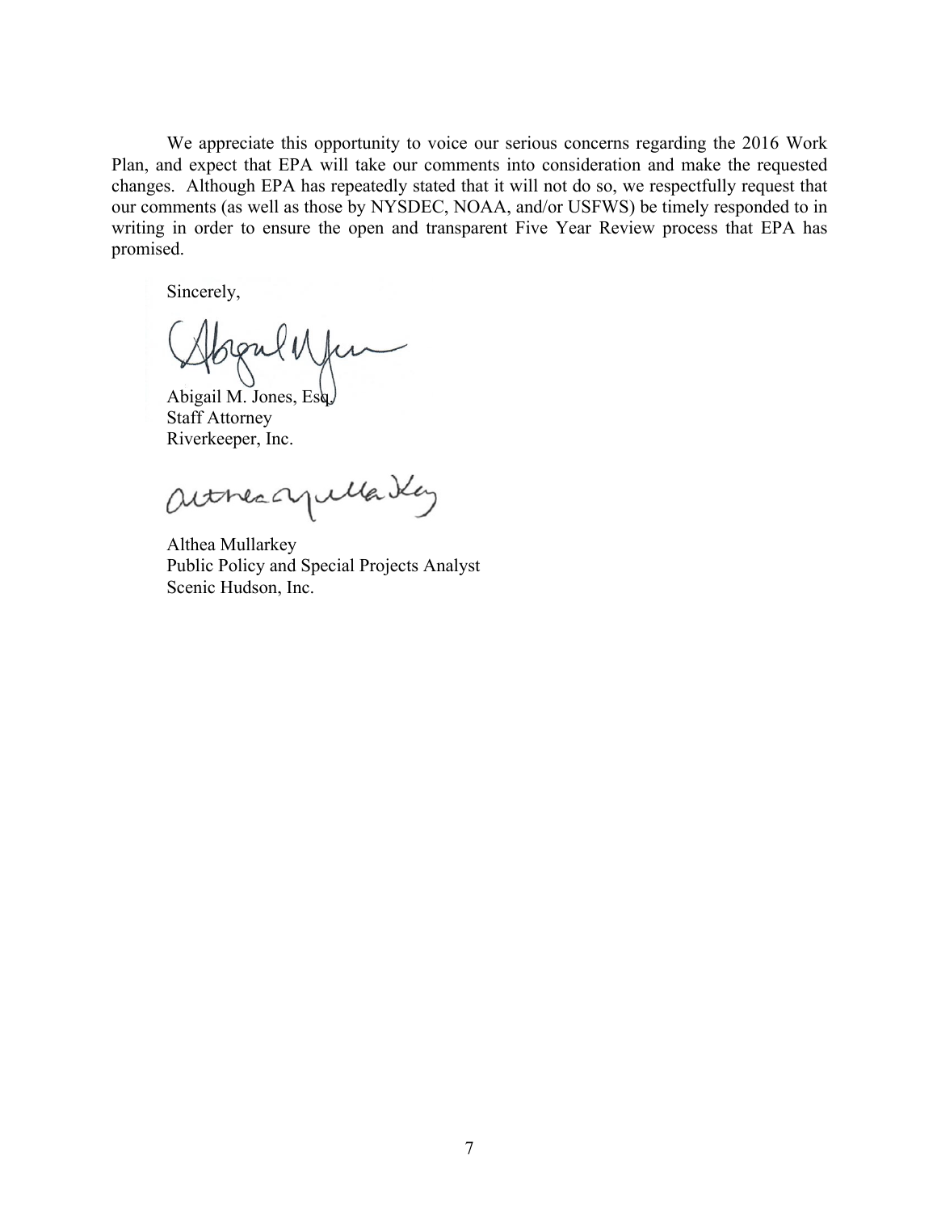We appreciate this opportunity to voice our serious concerns regarding the 2016 Work Plan, and expect that EPA will take our comments into consideration and make the requested changes. Although EPA has repeatedly stated that it will not do so, we respectfully request that our comments (as well as those by NYSDEC, NOAA, and/or USFWS) be timely responded to in writing in order to ensure the open and transparent Five Year Review process that EPA has promised.

Sincerely,

Abigail M. Jones, Esq.
Staff Attorney
Riverkeeper, Inc.

Althea Mullarkey
Public Policy and Special Projects Analyst
Scenic Hudson, Inc.